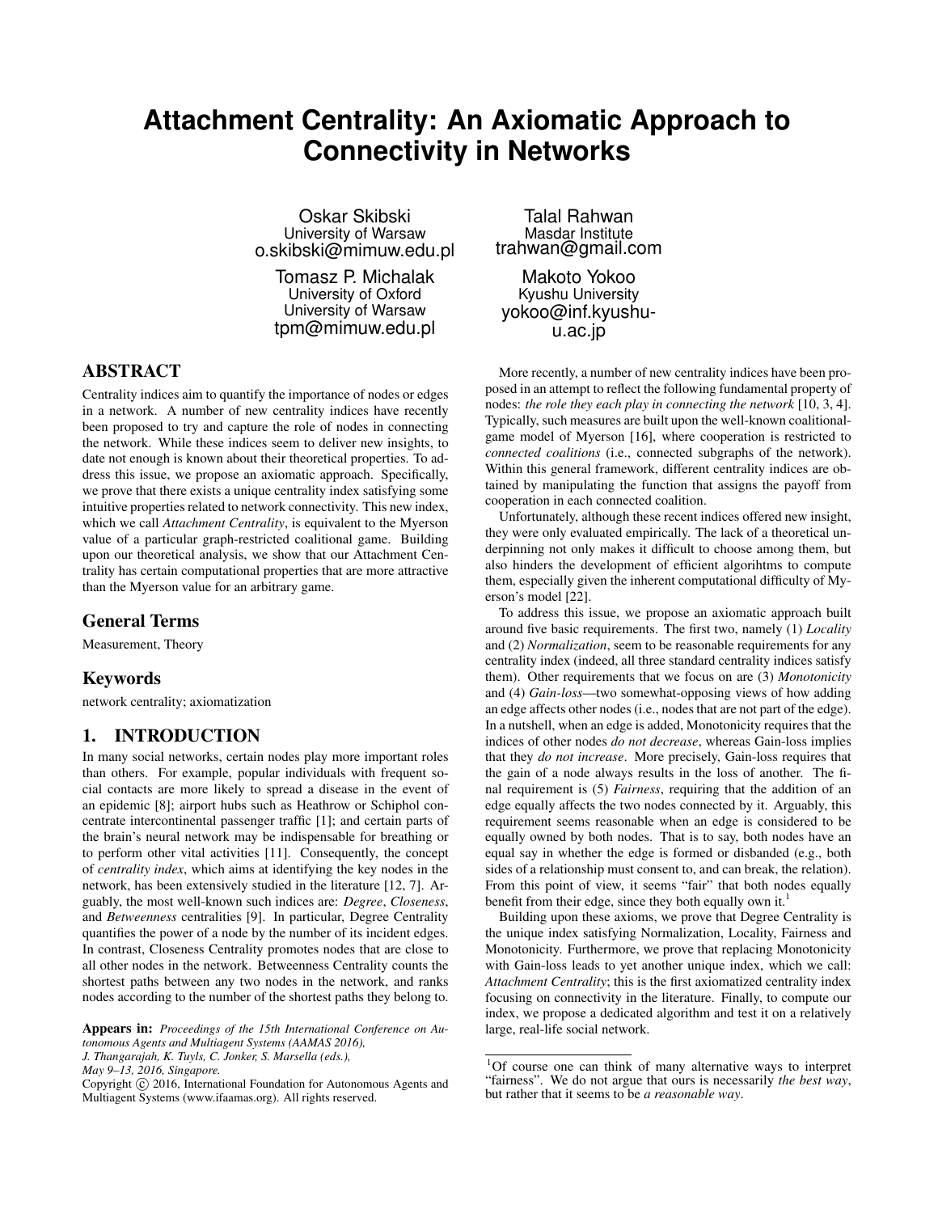# Attachment Centrality: An Axiomatic Approach to Connectivity in Networks

Oskar Skibski
University of Warsaw
o.skibski@mimuw.edu.pl

Tomasz P. Michalak
University of Oxford
University of Warsaw
tpm@mimuw.edu.pl

Talal Rahwan
Masdar Institute
trahwan@gmail.com

Makoto Yokoo
Kyushu University
yokoo@inf.kyushu-u.ac.jp

## ABSTRACT

Centrality indices aim to quantify the importance of nodes or edges in a network. A number of new centrality indices have recently been proposed to try and capture the role of nodes in connecting the network. While these indices seem to deliver new insights, to date not enough is known about their theoretical properties. To address this issue, we propose an axiomatic approach. Specifically, we prove that there exists a unique centrality index satisfying some intuitive properties related to network connectivity. This new index, which we call *Attachment Centrality*, is equivalent to the Myerson value of a particular graph-restricted coalitional game. Building upon our theoretical analysis, we show that our Attachment Centrality has certain computational properties that are more attractive than the Myerson value for an arbitrary game.

## General Terms

Measurement, Theory

## Keywords

network centrality; axiomatization

## 1. INTRODUCTION

In many social networks, certain nodes play more important roles than others. For example, popular individuals with frequent social contacts are more likely to spread a disease in the event of an epidemic [8]; airport hubs such as Heathrow or Schiphol concentrate intercontinental passenger traffic [1]; and certain parts of the brain's neural network may be indispensable for breathing or to perform other vital activities [11]. Consequently, the concept of *centrality index*, which aims at identifying the key nodes in the network, has been extensively studied in the literature [12, 7]. Arguably, the most well-known such indices are: *Degree*, *Closeness*, and *Betweenness* centralities [9]. In particular, Degree Centrality quantifies the power of a node by the number of its incident edges. In contrast, Closeness Centrality promotes nodes that are close to all other nodes in the network. Betweenness Centrality counts the shortest paths between any two nodes in the network, and ranks nodes according to the number of the shortest paths they belong to.

**Appears in:** *Proceedings of the 15th International Conference on Autonomous Agents and Multiagent Systems (AAMAS 2016), J. Thangarajah, K. Tuyls, C. Jonker, S. Marsella (eds.), May 9–13, 2016, Singapore.*
Copyright © 2016, International Foundation for Autonomous Agents and Multiagent Systems (www.ifaamas.org). All rights reserved.

More recently, a number of new centrality indices have been proposed in an attempt to reflect the following fundamental property of nodes: *the role they each play in connecting the network* [10, 3, 4]. Typically, such measures are built upon the well-known coalitional-game model of Myerson [16], where cooperation is restricted to *connected coalitions* (i.e., connected subgraphs of the network). Within this general framework, different centrality indices are obtained by manipulating the function that assigns the payoff from cooperation in each connected coalition.

Unfortunately, although these recent indices offered new insight, they were only evaluated empirically. The lack of a theoretical underpinning not only makes it difficult to choose among them, but also hinders the development of efficient algorihtms to compute them, especially given the inherent computational difficulty of Myerson's model [22].

To address this issue, we propose an axiomatic approach built around five basic requirements. The first two, namely (1) *Locality* and (2) *Normalization*, seem to be reasonable requirements for any centrality index (indeed, all three standard centrality indices satisfy them). Other requirements that we focus on are (3) *Monotonicity* and (4) *Gain-loss*—two somewhat-opposing views of how adding an edge affects other nodes (i.e., nodes that are not part of the edge). In a nutshell, when an edge is added, Monotonicity requires that the indices of other nodes *do not decrease*, whereas Gain-loss implies that they *do not increase*. More precisely, Gain-loss requires that the gain of a node always results in the loss of another. The final requirement is (5) *Fairness*, requiring that the addition of an edge equally affects the two nodes connected by it. Arguably, this requirement seems reasonable when an edge is considered to be equally owned by both nodes. That is to say, both nodes have an equal say in whether the edge is formed or disbanded (e.g., both sides of a relationship must consent to, and can break, the relation). From this point of view, it seems "fair" that both nodes equally benefit from their edge, since they both equally own it.[1]

Building upon these axioms, we prove that Degree Centrality is the unique index satisfying Normalization, Locality, Fairness and Monotonicity. Furthermore, we prove that replacing Monotonicity with Gain-loss leads to yet another unique index, which we call: *Attachment Centrality*; this is the first axiomatized centrality index focusing on connectivity in the literature. Finally, to compute our index, we propose a dedicated algorithm and test it on a relatively large, real-life social network.

[1] Of course one can think of many alternative ways to interpret "fairness". We do not argue that ours is necessarily *the best way*, but rather that it seems to be *a reasonable way*.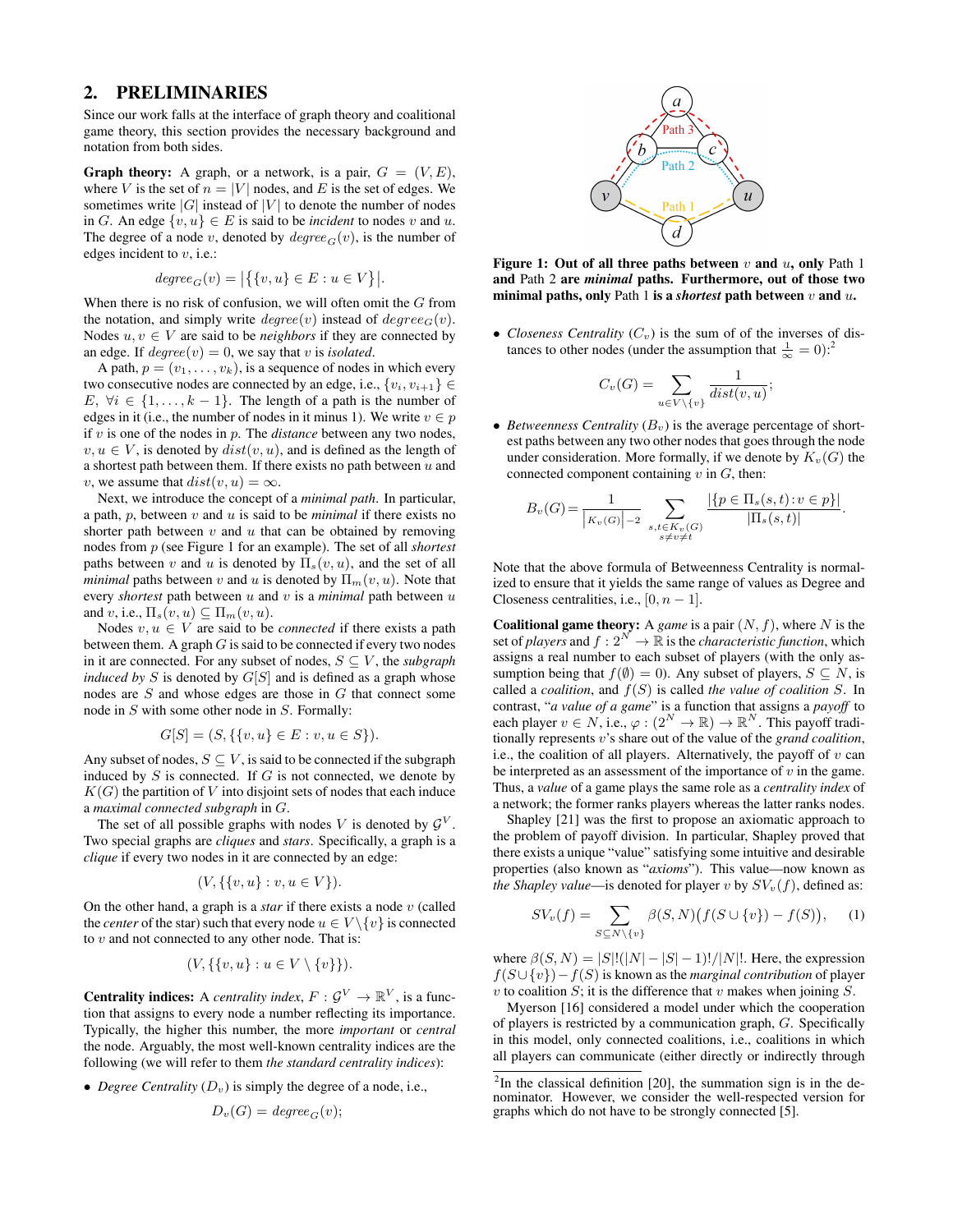## 2. PRELIMINARIES

Since our work falls at the interface of graph theory and coalitional game theory, this section provides the necessary background and notation from both sides.

**Graph theory:** A graph, or a network, is a pair, $G = (V, E)$, where $V$ is the set of $n = |V|$ nodes, and $E$ is the set of edges. We sometimes write $|G|$ instead of $|V|$ to denote the number of nodes in $G$. An edge $\{v, u\} \in E$ is said to be *incident* to nodes $v$ and $u$. The degree of a node $v$, denoted by $degree_G(v)$, is the number of edges incident to $v$, i.e.:

$$degree_G(v) = \big|\{\{v, u\} \in E : u \in V\}\big|.$$

When there is no risk of confusion, we will often omit the $G$ from the notation, and simply write $degree(v)$ instead of $degree_G(v)$. Nodes $u, v \in V$ are said to be *neighbors* if they are connected by an edge. If $degree(v) = 0$, we say that $v$ is *isolated*.

A path, $p = (v_1, \ldots, v_k)$, is a sequence of nodes in which every two consecutive nodes are connected by an edge, i.e., $\{v_i, v_{i+1}\} \in E$, $\forall i \in \{1, \ldots, k-1\}$. The length of a path is the number of edges in it (i.e., the number of nodes in it minus 1). We write $v \in p$ if $v$ is one of the nodes in $p$. The *distance* between any two nodes, $v, u \in V$, is denoted by $dist(v, u)$, and is defined as the length of a shortest path between them. If there exists no path between $u$ and $v$, we assume that $dist(v, u) = \infty$.

Next, we introduce the concept of a *minimal path*. In particular, a path, $p$, between $v$ and $u$ is said to be *minimal* if there exists no shorter path between $v$ and $u$ that can be obtained by removing nodes from $p$ (see Figure 1 for an example). The set of all *shortest* paths between $v$ and $u$ is denoted by $\Pi_s(v, u)$, and the set of all *minimal* paths between $v$ and $u$ is denoted by $\Pi_m(v, u)$. Note that every *shortest* path between $u$ and $v$ is a *minimal* path between $u$ and $v$, i.e., $\Pi_s(v, u) \subseteq \Pi_m(v, u)$.

Nodes $v, u \in V$ are said to be *connected* if there exists a path between them. A graph $G$ is said to be connected if every two nodes in it are connected. For any subset of nodes, $S \subseteq V$, the *subgraph induced by* $S$ is denoted by $G[S]$ and is defined as a graph whose nodes are $S$ and whose edges are those in $G$ that connect some node in $S$ with some other node in $S$. Formally:

$$G[S] = (S, \{\{v, u\} \in E : v, u \in S\}).$$

Any subset of nodes, $S \subseteq V$, is said to be connected if the subgraph induced by $S$ is connected. If $G$ is not connected, we denote by $K(G)$ the partition of $V$ into disjoint sets of nodes that each induce a *maximal connected subgraph* in $G$.

The set of all possible graphs with nodes $V$ is denoted by $\mathcal{G}^V$. Two special graphs are *cliques* and *stars*. Specifically, a graph is a *clique* if every two nodes in it are connected by an edge:

$$(V, \{\{v, u\} : v, u \in V\}).$$

On the other hand, a graph is a *star* if there exists a node $v$ (called the *center* of the star) such that every node $u \in V \setminus \{v\}$ is connected to $v$ and not connected to any other node. That is:

$$(V, \{\{v, u\} : u \in V \setminus \{v\}\}).$$

**Centrality indices:** A *centrality index*, $F : \mathcal{G}^V \to \mathbb{R}^V$, is a function that assigns to every node a number reflecting its importance. Typically, the higher this number, the more *important* or *central* the node. Arguably, the most well-known centrality indices are the following (we will refer to them as *the standard centrality indices*):

- *Degree Centrality* ($D_v$) is simply the degree of a node, i.e.,

$$D_v(G) = degree_G(v);$$

**Figure 1: Out of all three paths between $v$ and $u$, only Path 1 and Path 2 are *minimal* paths. Furthermore, out of those two minimal paths, only Path 1 is a *shortest* path between $v$ and $u$.**

- *Closeness Centrality* ($C_v$) is the sum of of the inverses of distances to other nodes (under the assumption that $\frac{1}{\infty} = 0$):[2]

$$C_v(G) = \sum_{u \in V \setminus \{v\}} \frac{1}{dist(v, u)};$$

- *Betweenness Centrality* ($B_v$) is the average percentage of shortest paths between any two other nodes that goes through the node under consideration. More formally, if we denote by $K_v(G)$ the connected component containing $v$ in $G$, then:

$$B_v(G) = \frac{1}{\binom{|K_v(G)|-2}{2}} \sum_{\substack{s,t \in K_v(G) \\ s \neq v \neq t}} \frac{|\{p \in \Pi_s(s, t) : v \in p\}|}{|\Pi_s(s, t)|}.$$

Note that the above formula of Betweenness Centrality is normalized to ensure that it yields the same range of values as Degree and Closeness centralities, i.e., $[0, n-1]$.

**Coalitional game theory:** A *game* is a pair $(N, f)$, where $N$ is the set of *players* and $f : 2^N \to \mathbb{R}$ is the *characteristic function*, which assigns a real number to each subset of players (with the only assumption being that $f(\emptyset) = 0$). Any subset of players, $S \subseteq N$, is called a *coalition*, and $f(S)$ is called *the value of coalition* $S$. In contrast, "*a value of a game*" is a function that assigns a *payoff* to each player $v \in N$, i.e., $\varphi : (2^N \to \mathbb{R}) \to \mathbb{R}^N$. This payoff traditionally represents $v$'s share out of the value of the *grand coalition*, i.e., the coalition of all players. Alternatively, the payoff of $v$ can be interpreted as an assessment of the importance of $v$ in the game. Thus, a *value* of a game plays the same role as a *centrality index* of a network; the former ranks players whereas the latter ranks nodes.

Shapley [21] was the first to propose an axiomatic approach to the problem of payoff division. In particular, Shapley proved that there exists a unique "value" satisfying some intuitive and desirable properties (also known as "*axioms*"). This value—now known as *the Shapley value*—is denoted for player $v$ by $SV_v(f)$, defined as:

$$SV_v(f) = \sum_{S \subseteq N \setminus \{v\}} \beta(S, N)\big(f(S \cup \{v\}) - f(S)\big), \quad (1)$$

where $\beta(S, N) = |S|!(|N| - |S| - 1)!/|N|!$. Here, the expression $f(S \cup \{v\}) - f(S)$ is known as the *marginal contribution* of player $v$ to coalition $S$; it is the difference that $v$ makes when joining $S$.

Myerson [16] considered a model under which the cooperation of players is restricted by a communication graph, $G$. Specifically in this model, only connected coalitions, i.e., coalitions in which all players can communicate (either directly or indirectly through

[2] In the classical definition [20], the summation sign is in the denominator. However, we consider the well-respected version for graphs which do not have to be strongly connected [5].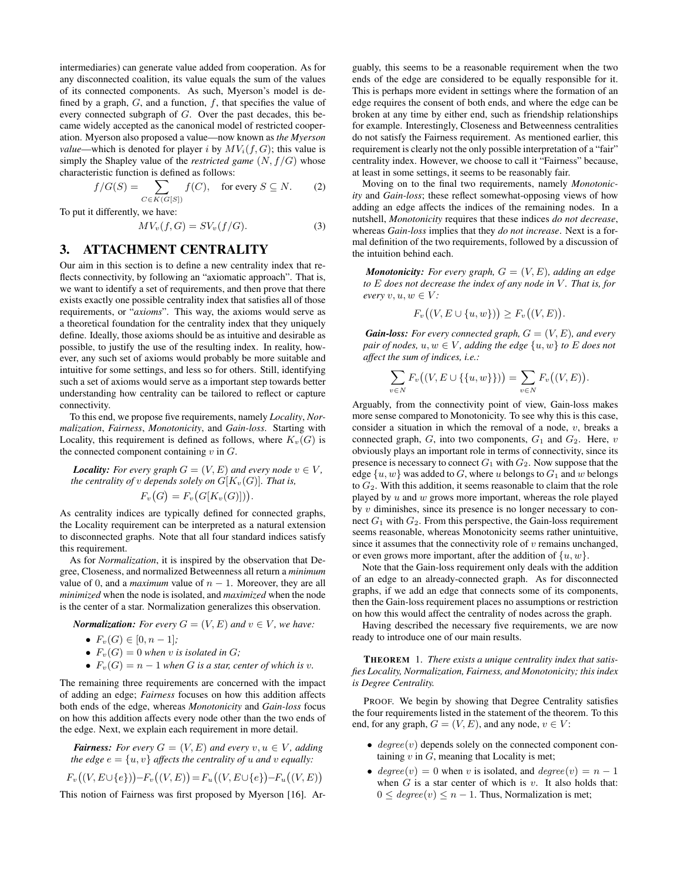intermediaries) can generate value added from cooperation. As for any disconnected coalition, its value equals the sum of the values of its connected components. As such, Myerson's model is defined by a graph, $G$, and a function, $f$, that specifies the value of every connected subgraph of $G$. Over the past decades, this became widely accepted as the canonical model of restricted cooperation. Myerson also proposed a value—now known as *the Myerson value*—which is denoted for player $i$ by $MV_i(f, G)$; this value is simply the Shapley value of the *restricted game* $(N, f/G)$ whose characteristic function is defined as follows:

$$f/G(S) = \sum_{C \in K(G[S])} f(C), \quad \text{for every } S \subseteq N. \tag{2}$$

To put it differently, we have:

$$MV_v(f, G) = SV_v(f/G). \tag{3}$$

## 3. ATTACHMENT CENTRALITY

Our aim in this section is to define a new centrality index that reflects connectivity, by following an "axiomatic approach". That is, we want to identify a set of requirements, and then prove that there exists exactly one possible centrality index that satisfies all of those requirements, or "*axioms*". This way, the axioms would serve as a theoretical foundation for the centrality index that they uniquely define. Ideally, those axioms should be as intuitive and desirable as possible, to justify the use of the resulting index. In reality, however, any such set of axioms would probably be more suitable and intuitive for some settings, and less so for others. Still, identifying such a set of axioms would serve as a important step towards better understanding how centrality can be tailored to reflect or capture connectivity.

To this end, we propose five requirements, namely *Locality*, *Normalization*, *Fairness*, *Monotonicity*, and *Gain-loss*. Starting with Locality, this requirement is defined as follows, where $K_v(G)$ is the connected component containing $v$ in $G$.

***Locality:*** *For every graph $G = (V, E)$ and every node $v \in V$, the centrality of $v$ depends solely on $G[K_v(G)]$. That is,*

$$F_v\big(G\big) = F_v\big(G[K_v(G)]\big).$$

As centrality indices are typically defined for connected graphs, the Locality requirement can be interpreted as a natural extension to disconnected graphs. Note that all four standard indices satisfy this requirement.

As for *Normalization*, it is inspired by the observation that Degree, Closeness, and normalized Betweenness all return a *minimum* value of 0, and a *maximum* value of $n - 1$. Moreover, they are all *minimized* when the node is isolated, and *maximized* when the node is the center of a star. Normalization generalizes this observation.

***Normalization:*** *For every $G = (V, E)$ and $v \in V$, we have:*

- $F_v(G) \in [0, n - 1]$*;*
- $F_v(G) = 0$ *when $v$ is isolated in $G$;*
- $F_v(G) = n - 1$ *when $G$ is a star, center of which is $v$.*

The remaining three requirements are concerned with the impact of adding an edge; *Fairness* focuses on how this addition affects both ends of the edge, whereas *Monotonicity* and *Gain-loss* focus on how this addition affects every node other than the two ends of the edge. Next, we explain each requirement in more detail.

***Fairness:*** *For every $G = (V, E)$ and every $v, u \in V$, adding the edge $e = \{u, v\}$ affects the centrality of $u$ and $v$ equally:*

$$F_v\big((V, E \cup \{e\})\big) - F_v\big((V, E)\big) = F_u\big((V, E \cup \{e\})\big) - F_u\big((V, E)\big)$$

This notion of Fairness was first proposed by Myerson [16]. Arguably, this seems to be a reasonable requirement when the two ends of the edge are considered to be equally responsible for it. This is perhaps more evident in settings where the formation of an edge requires the consent of both ends, and where the edge can be broken at any time by either end, such as friendship relationships for example. Interestingly, Closeness and Betweenness centralities do not satisfy the Fairness requirement. As mentioned earlier, this requirement is clearly not the only possible interpretation of a "fair" centrality index. However, we choose to call it "Fairness" because, at least in some settings, it seems to be reasonably fair.

Moving on to the final two requirements, namely *Monotonicity* and *Gain-loss*; these reflect somewhat-opposing views of how adding an edge affects the indices of the remaining nodes. In a nutshell, *Monotonicity* requires that these indices *do not decrease*, whereas *Gain-loss* implies that they *do not increase*. Next is a formal definition of the two requirements, followed by a discussion of the intuition behind each.

***Monotonicity:*** *For every graph, $G = (V, E)$, adding an edge to $E$ does not decrease the index of any node in $V$. That is, for every $v, u, w \in V$:*

$$F_v\big((V, E \cup \{u, w\})\big) \geq F_v\big((V, E)\big).$$

***Gain-loss:*** *For every connected graph, $G = (V, E)$, and every pair of nodes, $u, w \in V$, adding the edge $\{u, w\}$ to $E$ does not affect the sum of indices, i.e.:*

$$\sum_{v \in N} F_v\big((V, E \cup \{\{u, w\}\})\big) = \sum_{v \in N} F_v\big((V, E)\big).$$

Arguably, from the connectivity point of view, Gain-loss makes more sense compared to Monotonicity. To see why this is this case, consider a situation in which the removal of a node, $v$, breaks a connected graph, $G$, into two components, $G_1$ and $G_2$. Here, $v$ obviously plays an important role in terms of connectivity, since its presence is necessary to connect $G_1$ with $G_2$. Now suppose that the edge $\{u, w\}$ was added to $G$, where $u$ belongs to $G_1$ and $w$ belongs to $G_2$. With this addition, it seems reasonable to claim that the role played by $u$ and $w$ grows more important, whereas the role played by $v$ diminishes, since its presence is no longer necessary to connect $G_1$ with $G_2$. From this perspective, the Gain-loss requirement seems reasonable, whereas Monotonicity seems rather unintuitive, since it assumes that the connectivity role of $v$ remains unchanged, or even grows more important, after the addition of $\{u, w\}$.

Note that the Gain-loss requirement only deals with the addition of an edge to an already-connected graph. As for disconnected graphs, if we add an edge that connects some of its components, then the Gain-loss requirement places no assumptions or restriction on how this would affect the centrality of nodes across the graph.

Having described the necessary five requirements, we are now ready to introduce one of our main results.

**THEOREM 1.** *There exists a unique centrality index that satisfies Locality, Normalization, Fairness, and Monotonicity; this index is Degree Centrality.*

PROOF. We begin by showing that Degree Centrality satisfies the four requirements listed in the statement of the theorem. To this end, for any graph, $G = (V, E)$, and any node, $v \in V$:

- $degree(v)$ depends solely on the connected component containing $v$ in $G$, meaning that Locality is met;
- $degree(v) = 0$ when $v$ is isolated, and $degree(v) = n - 1$ when $G$ is a star center of which is $v$. It also holds that: $0 \leq degree(v) \leq n - 1$. Thus, Normalization is met;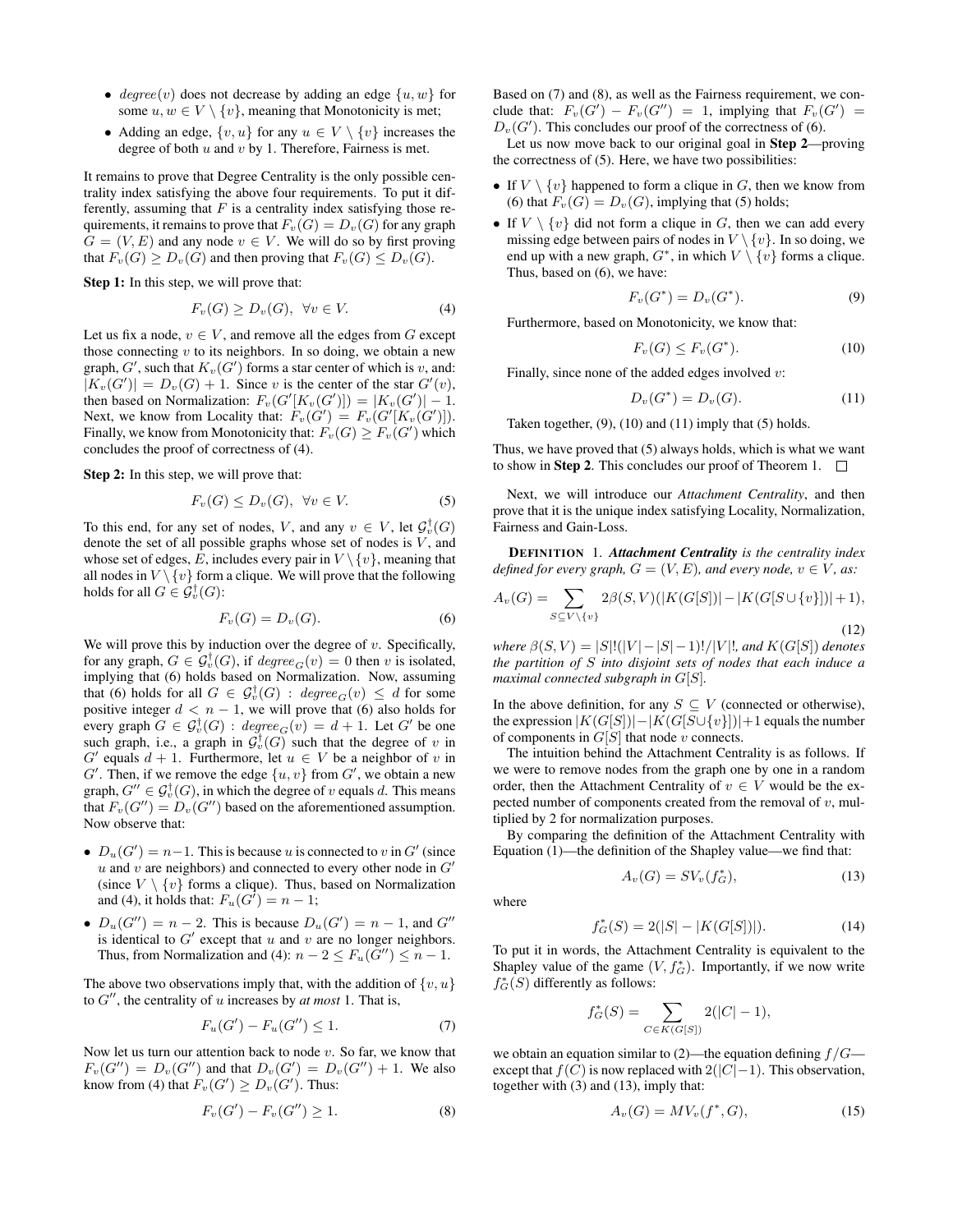- $degree(v)$ does not decrease by adding an edge $\{u, w\}$ for some $u, w \in V \setminus \{v\}$, meaning that Monotonicity is met;
- Adding an edge, $\{v, u\}$ for any $u \in V \setminus \{v\}$ increases the degree of both $u$ and $v$ by 1. Therefore, Fairness is met.

It remains to prove that Degree Centrality is the only possible centrality index satisfying the above four requirements. To put it differently, assuming that $F$ is a centrality index satisfying those requirements, it remains to prove that $F_v(G) = D_v(G)$ for any graph $G = (V, E)$ and any node $v \in V$. We will do so by first proving that $F_v(G) \geq D_v(G)$ and then proving that $F_v(G) \leq D_v(G)$.

**Step 1:** In this step, we will prove that:

$$F_v(G) \geq D_v(G), \;\; \forall v \in V. \tag{4}$$

Let us fix a node, $v \in V$, and remove all the edges from $G$ except those connecting $v$ to its neighbors. In so doing, we obtain a new graph, $G'$, such that $K_v(G')$ forms a star center of which is $v$, and: $|K_v(G')| = D_v(G) + 1$. Since $v$ is the center of the star $G'(v)$, then based on Normalization: $F_v(G'[K_v(G')]) = |K_v(G')| - 1$. Next, we know from Locality that: $F_v(G') = F_v(G'[K_v(G')])$. Finally, we know from Monotonicity that: $F_v(G) \geq F_v(G')$ which concludes the proof of correctness of (4).

**Step 2:** In this step, we will prove that:

$$F_v(G) \leq D_v(G), \;\; \forall v \in V. \tag{5}$$

To this end, for any set of nodes, $V$, and any $v \in V$, let $\mathcal{G}_v^{\dagger}(G)$ denote the set of all possible graphs whose set of nodes is $V$, and whose set of edges, $E$, includes every pair in $V \setminus \{v\}$, meaning that all nodes in $V \setminus \{v\}$ form a clique. We will prove that the following holds for all $G \in \mathcal{G}_v^{\dagger}(G)$:

$$F_v(G) = D_v(G). \tag{6}$$

We will prove this by induction over the degree of $v$. Specifically, for any graph, $G \in \mathcal{G}_v^{\dagger}(G)$, if $degree_G(v) = 0$ then $v$ is isolated, implying that (6) holds based on Normalization. Now, assuming that (6) holds for all $G \in \mathcal{G}_v^{\dagger}(G) : degree_G(v) \leq d$ for some positive integer $d < n - 1$, we will prove that (6) also holds for every graph $G \in \mathcal{G}_v^{\dagger}(G) : degree_G(v) = d + 1$. Let $G'$ be one such graph, i.e., a graph in $\mathcal{G}_v^{\dagger}(G)$ such that the degree of $v$ in $G'$ equals $d + 1$. Furthermore, let $u \in V$ be a neighbor of $v$ in $G'$. Then, if we remove the edge $\{u, v\}$ from $G'$, we obtain a new graph, $G'' \in \mathcal{G}_v^{\dagger}(G)$, in which the degree of $v$ equals $d$. This means that $F_v(G'') = D_v(G'')$ based on the aforementioned assumption. Now observe that:

- $D_u(G') = n-1$. This is because $u$ is connected to $v$ in $G'$ (since $u$ and $v$ are neighbors) and connected to every other node in $G'$ (since $V \setminus \{v\}$ forms a clique). Thus, based on Normalization and (4), it holds that: $F_u(G') = n - 1$;
- $D_u(G'') = n - 2$. This is because $D_u(G') = n - 1$, and $G''$ is identical to $G'$ except that $u$ and $v$ are no longer neighbors. Thus, from Normalization and (4): $n - 2 \leq F_u(G'') \leq n - 1$.

The above two observations imply that, with the addition of $\{v, u\}$ to $G''$, the centrality of $u$ increases by *at most* 1. That is,

$$F_u(G') - F_u(G'') \leq 1. \tag{7}$$

Now let us turn our attention back to node $v$. So far, we know that $F_v(G'') = D_v(G'')$ and that $D_v(G') = D_v(G'') + 1$. We also know from (4) that $F_v(G') \geq D_v(G')$. Thus:

$$F_v(G') - F_v(G'') \geq 1. \tag{8}$$

Based on (7) and (8), as well as the Fairness requirement, we conclude that: $F_v(G') - F_v(G'') = 1$, implying that $F_v(G') = D_v(G')$. This concludes our proof of the correctness of (6).

Let us now move back to our original goal in **Step 2**—proving the correctness of (5). Here, we have two possibilities:

- If $V \setminus \{v\}$ happened to form a clique in $G$, then we know from (6) that $F_v(G) = D_v(G)$, implying that (5) holds;
- If $V \setminus \{v\}$ did not form a clique in $G$, then we can add every missing edge between pairs of nodes in $V \setminus \{v\}$. In so doing, we end up with a new graph, $G^*$, in which $V \setminus \{v\}$ forms a clique. Thus, based on (6), we have:

$$F_v(G^*) = D_v(G^*). \tag{9}$$

Furthermore, based on Monotonicity, we know that:

$$F_v(G) \leq F_v(G^*). \tag{10}$$

Finally, since none of the added edges involved $v$:

$$D_v(G^*) = D_v(G). \tag{11}$$

Taken together, (9), (10) and (11) imply that (5) holds.

Thus, we have proved that (5) always holds, which is what we want to show in **Step 2**. This concludes our proof of Theorem 1. □

Next, we will introduce our *Attachment Centrality*, and then prove that it is the unique index satisfying Locality, Normalization, Fairness and Gain-Loss.

**DEFINITION 1.** ***Attachment Centrality*** *is the centrality index defined for every graph, $G = (V, E)$, and every node, $v \in V$, as:*

$$A_v(G) = \sum_{S \subseteq V \setminus \{v\}} 2\beta(S, V)(|K(G[S])| - |K(G[S \cup \{v\}])| + 1), \tag{12}$$

*where $\beta(S, V) = |S|!(|V| - |S| - 1)!/|V|!$, and $K(G[S])$ denotes the partition of $S$ into disjoint sets of nodes that each induce a maximal connected subgraph in $G[S]$.*

In the above definition, for any $S \subseteq V$ (connected or otherwise), the expression $|K(G[S])| - |K(G[S \cup \{v\}])| + 1$ equals the number of components in $G[S]$ that node $v$ connects.

The intuition behind the Attachment Centrality is as follows. If we were to remove nodes from the graph one by one in a random order, then the Attachment Centrality of $v \in V$ would be the expected number of components created from the removal of $v$, multiplied by 2 for normalization purposes.

By comparing the definition of the Attachment Centrality with Equation (1)—the definition of the Shapley value—we find that:

$$A_v(G) = SV_v(f_G^*), \tag{13}$$

where

$$f_G^*(S) = 2(|S| - |K(G[S])|). \tag{14}$$

To put it in words, the Attachment Centrality is equivalent to the Shapley value of the game $(V, f_G^*)$. Importantly, if we now write $f_G^*(S)$ differently as follows:

$$f_G^*(S) = \sum_{C \in K(G[S])} 2(|C| - 1),$$

we obtain an equation similar to (2)—the equation defining $f/G$—except that $f(C)$ is now replaced with $2(|C| - 1)$. This observation, together with (3) and (13), imply that:

$$A_v(G) = MV_v(f^*, G), \tag{15}$$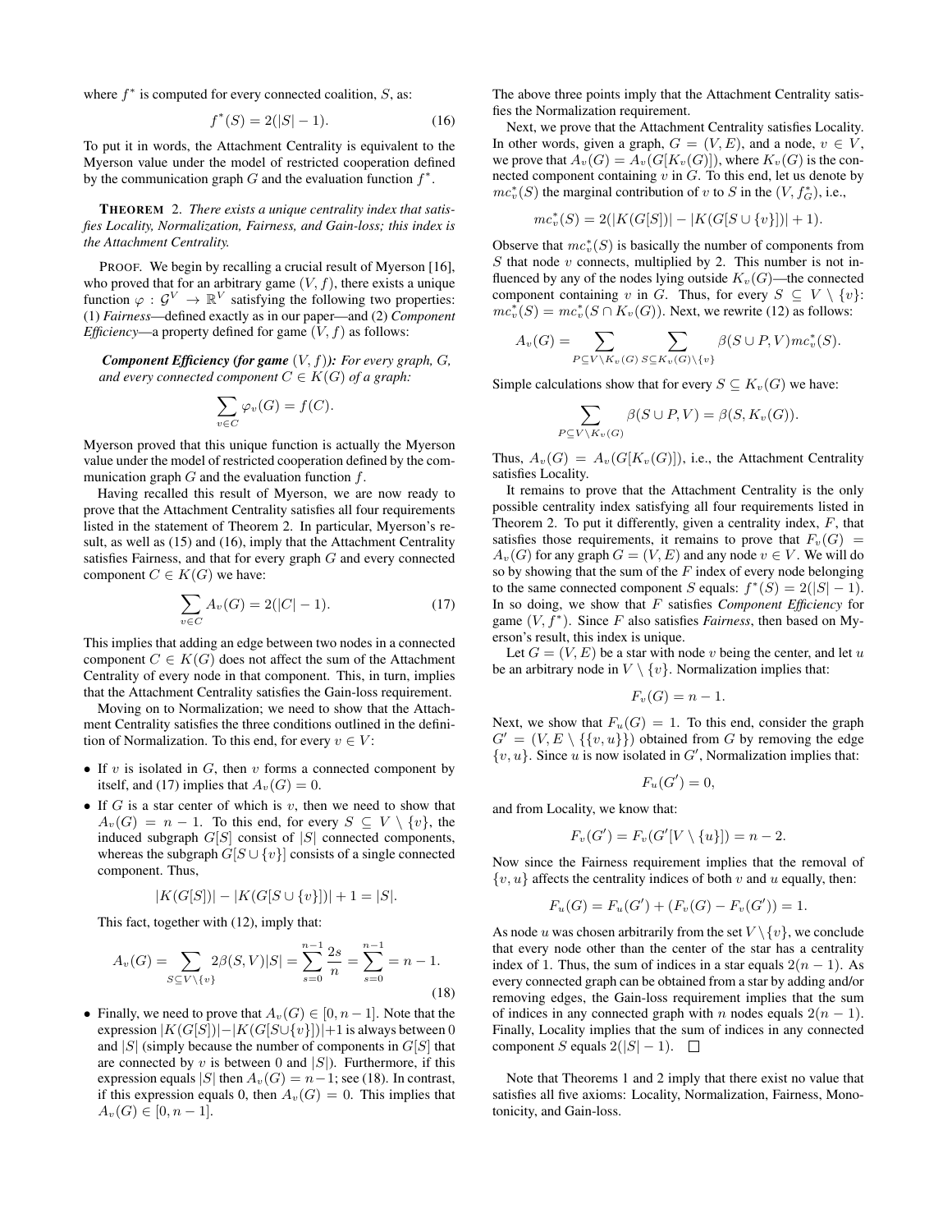where $f^*$ is computed for every connected coalition, $S$, as:

$$f^*(S) = 2(|S| - 1). \tag{16}$$

To put it in words, the Attachment Centrality is equivalent to the Myerson value under the model of restricted cooperation defined by the communication graph $G$ and the evaluation function $f^*$.

**THEOREM** 2. *There exists a unique centrality index that satisfies Locality, Normalization, Fairness, and Gain-loss; this index is the Attachment Centrality.*

PROOF. We begin by recalling a crucial result of Myerson [16], who proved that for an arbitrary game $(V, f)$, there exists a unique function $\varphi : \mathcal{G}^V \to \mathbb{R}^V$ satisfying the following two properties: (1) *Fairness*—defined exactly as in our paper—and (2) *Component Efficiency*—a property defined for game $(V, f)$ as follows:

***Component Efficiency (for game*** $(V, f)$***):*** *For every graph, G, and every connected component $C \in K(G)$ of a graph:*

$$\sum_{v \in C} \varphi_v(G) = f(C).$$

Myerson proved that this unique function is actually the Myerson value under the model of restricted cooperation defined by the communication graph $G$ and the evaluation function $f$.

Having recalled this result of Myerson, we are now ready to prove that the Attachment Centrality satisfies all four requirements listed in the statement of Theorem 2. In particular, Myerson's result, as well as (15) and (16), imply that the Attachment Centrality satisfies Fairness, and that for every graph $G$ and every connected component $C \in K(G)$ we have:

$$\sum_{v \in C} A_v(G) = 2(|C| - 1). \tag{17}$$

This implies that adding an edge between two nodes in a connected component $C \in K(G)$ does not affect the sum of the Attachment Centrality of every node in that component. This, in turn, implies that the Attachment Centrality satisfies the Gain-loss requirement.

Moving on to Normalization; we need to show that the Attachment Centrality satisfies the three conditions outlined in the definition of Normalization. To this end, for every $v \in V$:

- If $v$ is isolated in $G$, then $v$ forms a connected component by itself, and (17) implies that $A_v(G) = 0$.
- If $G$ is a star center of which is $v$, then we need to show that $A_v(G) = n - 1$. To this end, for every $S \subseteq V \setminus \{v\}$, the induced subgraph $G[S]$ consist of $|S|$ connected components, whereas the subgraph $G[S \cup \{v\}]$ consists of a single connected component. Thus,

$$|K(G[S])| - |K(G[S \cup \{v\}])| + 1 = |S|.$$

This fact, together with (12), imply that:

$$A_v(G) = \sum_{S \subseteq V \setminus \{v\}} 2\beta(S, V)|S| = \sum_{s=0}^{n-1} \frac{2s}{n} = \sum_{s=0}^{n-1} = n - 1. \tag{18}$$

- Finally, we need to prove that $A_v(G) \in [0, n-1]$. Note that the expression $|K(G[S])| - |K(G[S \cup \{v\}])| + 1$ is always between 0 and $|S|$ (simply because the number of components in $G[S]$ that are connected by $v$ is between 0 and $|S|$). Furthermore, if this expression equals $|S|$ then $A_v(G) = n - 1$; see (18). In contrast, if this expression equals 0, then $A_v(G) = 0$. This implies that $A_v(G) \in [0, n-1]$.

The above three points imply that the Attachment Centrality satisfies the Normalization requirement.

Next, we prove that the Attachment Centrality satisfies Locality. In other words, given a graph, $G = (V, E)$, and a node, $v \in V$, we prove that $A_v(G) = A_v(G[K_v(G)])$, where $K_v(G)$ is the connected component containing $v$ in $G$. To this end, let us denote by $mc_v^*(S)$ the marginal contribution of $v$ to $S$ in the $(V, f_G^*)$, i.e.,

$$mc_v^*(S) = 2(|K(G[S])| - |K(G[S \cup \{v\}])| + 1).$$

Observe that $mc_v^*(S)$ is basically the number of components from $S$ that node $v$ connects, multiplied by 2. This number is not influenced by any of the nodes lying outside $K_v(G)$—the connected component containing $v$ in $G$. Thus, for every $S \subseteq V \setminus \{v\}$: $mc_v^*(S) = mc_v^*(S \cap K_v(G))$. Next, we rewrite (12) as follows:

$$A_v(G) = \sum_{P \subseteq V \setminus K_v(G)} \sum_{S \subseteq K_v(G) \setminus \{v\}} \beta(S \cup P, V) mc_v^*(S).$$

Simple calculations show that for every $S \subseteq K_v(G)$ we have:

$$\sum_{P \subseteq V \setminus K_v(G)} \beta(S \cup P, V) = \beta(S, K_v(G)).$$

Thus, $A_v(G) = A_v(G[K_v(G)])$, i.e., the Attachment Centrality satisfies Locality.

It remains to prove that the Attachment Centrality is the only possible centrality index satisfying all four requirements listed in Theorem 2. To put it differently, given a centrality index, $F$, that satisfies those requirements, it remains to prove that $F_v(G) = A_v(G)$ for any graph $G = (V, E)$ and any node $v \in V$. We will do so by showing that the sum of the $F$ index of every node belonging to the same connected component $S$ equals: $f^*(S) = 2(|S| - 1)$. In so doing, we show that $F$ satisfies *Component Efficiency* for game $(V, f^*)$. Since $F$ also satisfies *Fairness*, then based on Myerson's result, this index is unique.

Let $G = (V, E)$ be a star with node $v$ being the center, and let $u$ be an arbitrary node in $V \setminus \{v\}$. Normalization implies that:

$$F_v(G) = n - 1.$$

Next, we show that $F_u(G) = 1$. To this end, consider the graph $G' = (V, E \setminus \{\{v, u\}\})$ obtained from $G$ by removing the edge $\{v, u\}$. Since $u$ is now isolated in $G'$, Normalization implies that:

$$F_u(G') = 0,$$

and from Locality, we know that:

$$F_v(G') = F_v(G'[V \setminus \{u\}]) = n - 2.$$

Now since the Fairness requirement implies that the removal of $\{v, u\}$ affects the centrality indices of both $v$ and $u$ equally, then:

$$F_u(G) = F_u(G') + (F_v(G) - F_v(G')) = 1.$$

As node $u$ was chosen arbitrarily from the set $V \setminus \{v\}$, we conclude that every node other than the center of the star has a centrality index of 1. Thus, the sum of indices in a star equals $2(n-1)$. As every connected graph can be obtained from a star by adding and/or removing edges, the Gain-loss requirement implies that the sum of indices in any connected graph with $n$ nodes equals $2(n-1)$. Finally, Locality implies that the sum of indices in any connected component $S$ equals $2(|S| - 1)$. □

Note that Theorems 1 and 2 imply that there exist no value that satisfies all five axioms: Locality, Normalization, Fairness, Monotonicity, and Gain-loss.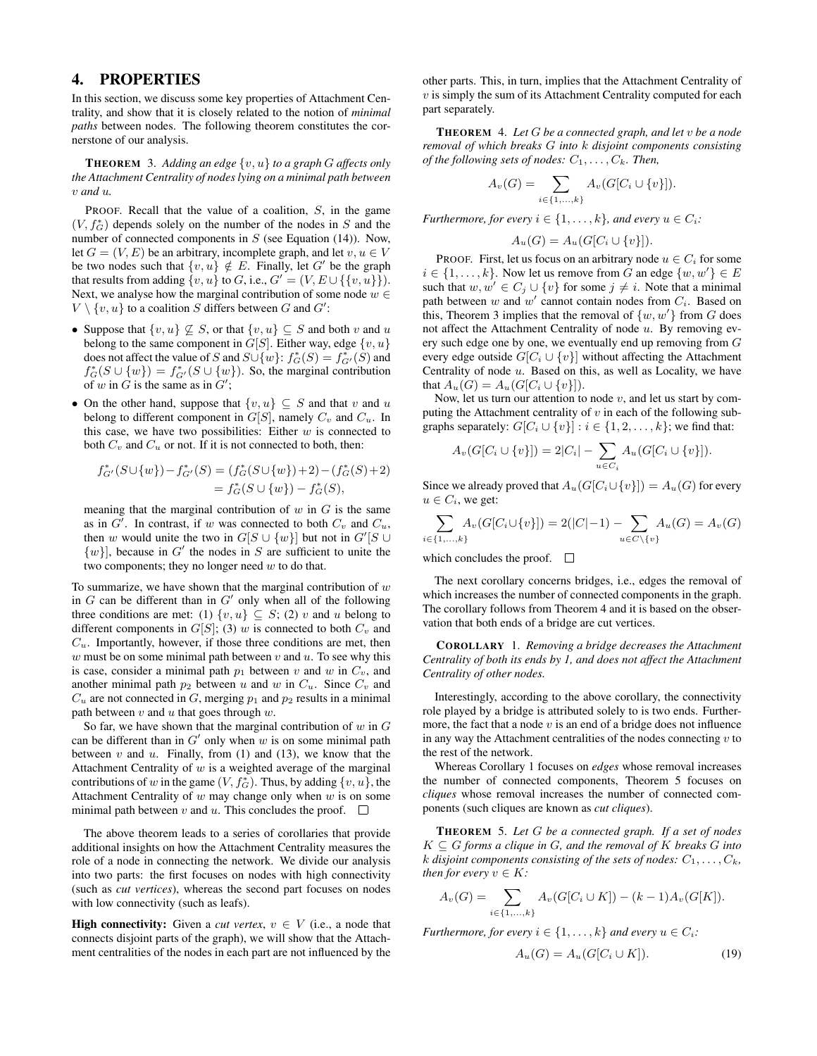# 4. PROPERTIES

In this section, we discuss some key properties of Attachment Centrality, and show that it is closely related to the notion of *minimal paths* between nodes. The following theorem constitutes the cornerstone of our analysis.

**THEOREM 3.** *Adding an edge $\{v, u\}$ to a graph $G$ affects only the Attachment Centrality of nodes lying on a minimal path between $v$ and $u$.*

PROOF. Recall that the value of a coalition, $S$, in the game $(V, f^*_G)$ depends solely on the number of the nodes in $S$ and the number of connected components in $S$ (see Equation (14)). Now, let $G = (V, E)$ be an arbitrary, incomplete graph, and let $v, u \in V$ be two nodes such that $\{v, u\} \notin E$. Finally, let $G'$ be the graph that results from adding $\{v, u\}$ to $G$, i.e., $G' = (V, E \cup \{\{v, u\}\})$. Next, we analyse how the marginal contribution of some node $w \in V \setminus \{v, u\}$ to a coalition $S$ differs between $G$ and $G'$:

- Suppose that $\{v, u\} \not\subseteq S$, or that $\{v, u\} \subseteq S$ and both $v$ and $u$ belong to the same component in $G[S]$. Either way, edge $\{v, u\}$ does not affect the value of $S$ and $S \cup \{w\}$: $f^*_G(S) = f^*_{G'}(S)$ and $f^*_G(S \cup \{w\}) = f^*_{G'}(S \cup \{w\})$. So, the marginal contribution of $w$ in $G$ is the same as in $G'$;
- On the other hand, suppose that $\{v, u\} \subseteq S$ and that $v$ and $u$ belong to different component in $G[S]$, namely $C_v$ and $C_u$. In this case, we have two possibilities: Either $w$ is connected to both $C_v$ and $C_u$ or not. If it is not connected to both, then:

$$f^*_{G'}(S \cup \{w\}) - f^*_{G'}(S) = (f^*_G(S \cup \{w\}) + 2) - (f^*_G(S) + 2)$$
$$= f^*_G(S \cup \{w\}) - f^*_G(S),$$

  meaning that the marginal contribution of $w$ in $G$ is the same as in $G'$. In contrast, if $w$ was connected to both $C_v$ and $C_u$, then $w$ would unite the two in $G[S \cup \{w\}]$ but not in $G'[S \cup \{w\}]$, because in $G'$ the nodes in $S$ are sufficient to unite the two components; they no longer need $w$ to do that.

To summarize, we have shown that the marginal contribution of $w$ in $G$ can be different than in $G'$ only when all of the following three conditions are met: (1) $\{v, u\} \subseteq S$; (2) $v$ and $u$ belong to different components in $G[S]$; (3) $w$ is connected to both $C_v$ and $C_u$. Importantly, however, if those three conditions are met, then $w$ must be on some minimal path between $v$ and $u$. To see why this is case, consider a minimal path $p_1$ between $v$ and $w$ in $C_v$, and another minimal path $p_2$ between $u$ and $w$ in $C_u$. Since $C_v$ and $C_u$ are not connected in $G$, merging $p_1$ and $p_2$ results in a minimal path between $v$ and $u$ that goes through $w$.

So far, we have shown that the marginal contribution of $w$ in $G$ can be different than in $G'$ only when $w$ is on some minimal path between $v$ and $u$. Finally, from (1) and (13), we know that the Attachment Centrality of $w$ is a weighted average of the marginal contributions of $w$ in the game $(V, f^*_G)$. Thus, by adding $\{v, u\}$, the Attachment Centrality of $w$ may change only when $w$ is on some minimal path between $v$ and $u$. This concludes the proof. $\square$

The above theorem leads to a series of corollaries that provide additional insights on how the Attachment Centrality measures the role of a node in connecting the network. We divide our analysis into two parts: the first focuses on nodes with high connectivity (such as *cut vertices*), whereas the second part focuses on nodes with low connectivity (such as leafs).

**High connectivity:** Given a *cut vertex*, $v \in V$ (i.e., a node that connects disjoint parts of the graph), we will show that the Attachment centralities of the nodes in each part are not influenced by the other parts. This, in turn, implies that the Attachment Centrality of $v$ is simply the sum of its Attachment Centrality computed for each part separately.

**THEOREM 4.** *Let $G$ be a connected graph, and let $v$ be a node removal of which breaks $G$ into $k$ disjoint components consisting of the following sets of nodes: $C_1, \dots, C_k$. Then,*

$$A_v(G) = \sum_{i \in \{1,\dots,k\}} A_v(G[C_i \cup \{v\}]).$$

*Furthermore, for every $i \in \{1, \dots, k\}$, and every $u \in C_i$:*

$$A_u(G) = A_u(G[C_i \cup \{v\}]).$$

PROOF. First, let us focus on an arbitrary node $u \in C_i$ for some $i \in \{1, \dots, k\}$. Now let us remove from $G$ an edge $\{w, w'\} \in E$ such that $w, w' \in C_j \cup \{v\}$ for some $j \neq i$. Note that a minimal path between $w$ and $w'$ cannot contain nodes from $C_i$. Based on this, Theorem 3 implies that the removal of $\{w, w'\}$ from $G$ does not affect the Attachment Centrality of node $u$. By removing every such edge one by one, we eventually end up removing from $G$ every edge outside $G[C_i \cup \{v\}]$ without affecting the Attachment Centrality of node $u$. Based on this, as well as Locality, we have that $A_u(G) = A_u(G[C_i \cup \{v\}])$.

Now, let us turn our attention to node $v$, and let us start by computing the Attachment centrality of $v$ in each of the following subgraphs separately: $G[C_i \cup \{v\}] : i \in \{1, 2, \dots, k\}$; we find that:

$$A_v(G[C_i \cup \{v\}]) = 2|C_i| - \sum_{u \in C_i} A_u(G[C_i \cup \{v\}]).$$

Since we already proved that $A_u(G[C_i \cup \{v\}]) = A_u(G)$ for every $u \in C_i$, we get:

$$\sum_{i \in \{1,\dots,k\}} A_v(G[C_i \cup \{v\}]) = 2(|C|-1) - \sum_{u \in C \setminus \{v\}} A_u(G) = A_v(G)$$

which concludes the proof. $\square$

The next corollary concerns bridges, i.e., edges the removal of which increases the number of connected components in the graph. The corollary follows from Theorem 4 and it is based on the observation that both ends of a bridge are cut vertices.

**COROLLARY 1.** *Removing a bridge decreases the Attachment Centrality of both its ends by 1, and does not affect the Attachment Centrality of other nodes.*

Interestingly, according to the above corollary, the connectivity role played by a bridge is attributed solely to is two ends. Furthermore, the fact that a node $v$ is an end of a bridge does not influence in any way the Attachment centralities of the nodes connecting $v$ to the rest of the network.

Whereas Corollary 1 focuses on *edges* whose removal increases the number of connected components, Theorem 5 focuses on *cliques* whose removal increases the number of connected components (such cliques are known as *cut cliques*).

**THEOREM 5.** *Let $G$ be a connected graph. If a set of nodes $K \subseteq G$ forms a clique in $G$, and the removal of $K$ breaks $G$ into $k$ disjoint components consisting of the sets of nodes: $C_1, \dots, C_k$, then for every $v \in K$:*

$$A_v(G) = \sum_{i \in \{1,\dots,k\}} A_v(G[C_i \cup K]) - (k-1)A_v(G[K]).$$

*Furthermore, for every $i \in \{1, \dots, k\}$ and every $u \in C_i$:*

$$A_u(G) = A_u(G[C_i \cup K]). \tag{19}$$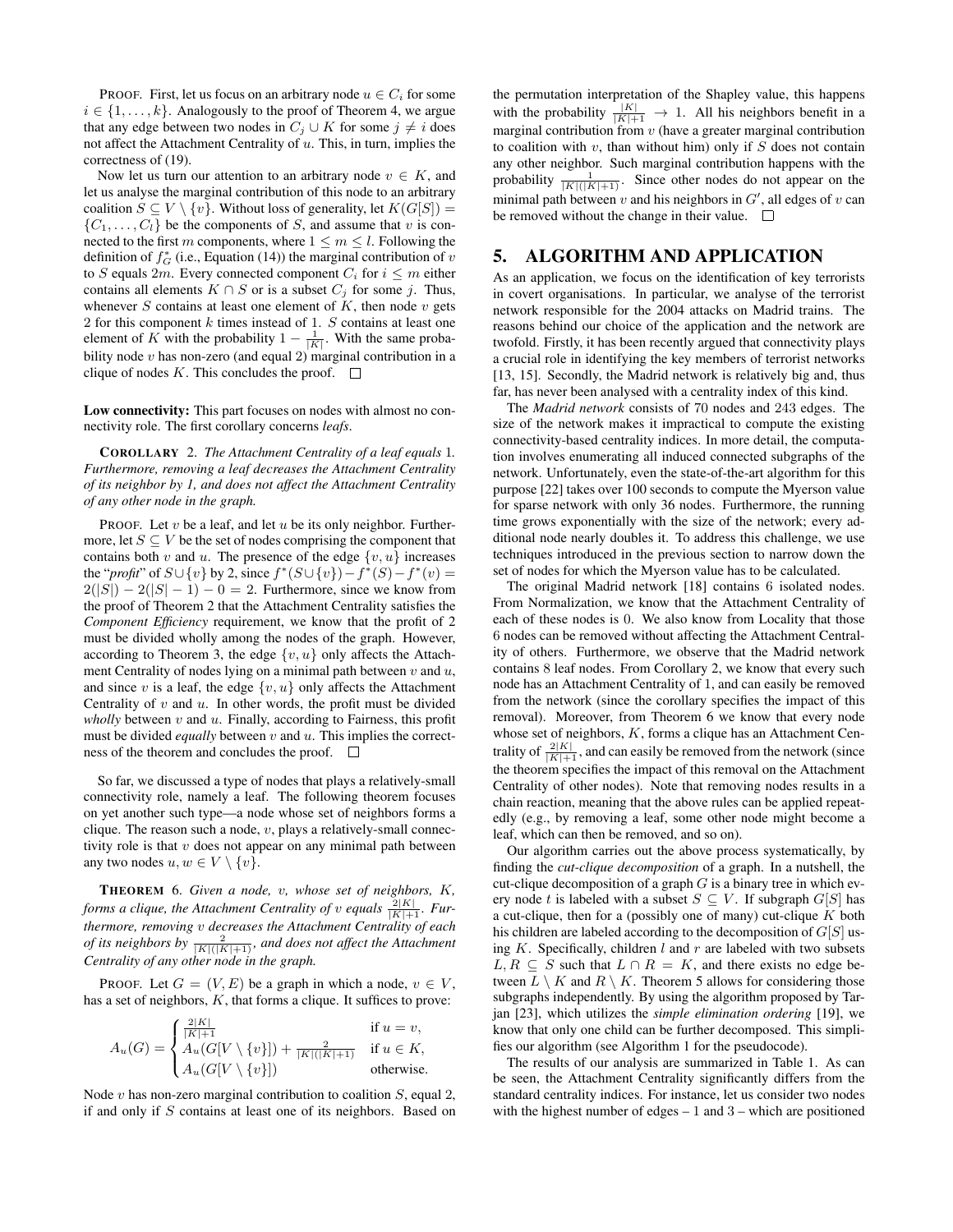PROOF. First, let us focus on an arbitrary node $u \in C_i$ for some $i \in \{1, \ldots, k\}$. Analogously to the proof of Theorem 4, we argue that any edge between two nodes in $C_j \cup K$ for some $j \neq i$ does not affect the Attachment Centrality of $u$. This, in turn, implies the correctness of (19).

Now let us turn our attention to an arbitrary node $v \in K$, and let us analyse the marginal contribution of this node to an arbitrary coalition $S \subseteq V \setminus \{v\}$. Without loss of generality, let $K(G[S]) = \{C_1, \ldots, C_l\}$ be the components of $S$, and assume that $v$ is connected to the first $m$ components, where $1 \leq m \leq l$. Following the definition of $f^*_G$ (i.e., Equation (14)) the marginal contribution of $v$ to $S$ equals $2m$. Every connected component $C_i$ for $i \leq m$ either contains all elements $K \cap S$ or is a subset $C_j$ for some $j$. Thus, whenever $S$ contains at least one element of $K$, then node $v$ gets 2 for this component $k$ times instead of 1. $S$ contains at least one element of $K$ with the probability $1 - \frac{1}{|K|}$. With the same probability node $v$ has non-zero (and equal 2) marginal contribution in a clique of nodes $K$. This concludes the proof. □

**Low connectivity:** This part focuses on nodes with almost no connectivity role. The first corollary concerns *leafs*.

COROLLARY 2. *The Attachment Centrality of a leaf equals* 1*. Furthermore, removing a leaf decreases the Attachment Centrality of its neighbor by 1, and does not affect the Attachment Centrality of any other node in the graph.*

PROOF. Let $v$ be a leaf, and let $u$ be its only neighbor. Furthermore, let $S \subseteq V$ be the set of nodes comprising the component that contains both $v$ and $u$. The presence of the edge $\{v, u\}$ increases the "*profit*" of $S \cup \{v\}$ by 2, since $f^*(S \cup \{v\}) - f^*(S) - f^*(v) = 2(|S|) - 2(|S| - 1) - 0 = 2$. Furthermore, since we know from the proof of Theorem 2 that the Attachment Centrality satisfies the *Component Efficiency* requirement, we know that the profit of 2 must be divided wholly among the nodes of the graph. However, according to Theorem 3, the edge $\{v, u\}$ only affects the Attachment Centrality of nodes lying on a minimal path between $v$ and $u$, and since $v$ is a leaf, the edge $\{v, u\}$ only affects the Attachment Centrality of $v$ and $u$. In other words, the profit must be divided *wholly* between $v$ and $u$. Finally, according to Fairness, this profit must be divided *equally* between $v$ and $u$. This implies the correctness of the theorem and concludes the proof. □

So far, we discussed a type of nodes that plays a relatively-small connectivity role, namely a leaf. The following theorem focuses on yet another such type—a node whose set of neighbors forms a clique. The reason such a node, $v$, plays a relatively-small connectivity role is that $v$ does not appear on any minimal path between any two nodes $u, w \in V \setminus \{v\}$.

THEOREM 6. *Given a node, $v$, whose set of neighbors, $K$, forms a clique, the Attachment Centrality of $v$ equals $\frac{2|K|}{|K|+1}$. Furthermore, removing $v$ decreases the Attachment Centrality of each of its neighbors by $\frac{2}{|K|(|K|+1)}$, and does not affect the Attachment Centrality of any other node in the graph.*

PROOF. Let $G = (V, E)$ be a graph in which a node, $v \in V$, has a set of neighbors, $K$, that forms a clique. It suffices to prove:

$$A_u(G) = \begin{cases} \frac{2|K|}{|K|+1} & \text{if } u = v, \\ A_u(G[V \setminus \{v\}]) + \frac{2}{|K|(|K|+1)} & \text{if } u \in K, \\ A_u(G[V \setminus \{v\}]) & \text{otherwise.} \end{cases}$$

Node $v$ has non-zero marginal contribution to coalition $S$, equal 2, if and only if $S$ contains at least one of its neighbors. Based on the permutation interpretation of the Shapley value, this happens with the probability $\frac{|K|}{|K|+1} \to 1$. All his neighbors benefit in a marginal contribution from $v$ (have a greater marginal contribution to coalition with $v$, than without him) only if $S$ does not contain any other neighbor. Such marginal contribution happens with the probability $\frac{1}{|K|(|K|+1)}$. Since other nodes do not appear on the minimal path between $v$ and his neighbors in $G'$, all edges of $v$ can be removed without the change in their value. □

# 5. ALGORITHM AND APPLICATION

As an application, we focus on the identification of key terrorists in covert organisations. In particular, we analyse of the terrorist network responsible for the 2004 attacks on Madrid trains. The reasons behind our choice of the application and the network are twofold. Firstly, it has been recently argued that connectivity plays a crucial role in identifying the key members of terrorist networks [13, 15]. Secondly, the Madrid network is relatively big and, thus far, has never been analysed with a centrality index of this kind.

The *Madrid network* consists of 70 nodes and 243 edges. The size of the network makes it impractical to compute the existing connectivity-based centrality indices. In more detail, the computation involves enumerating all induced connected subgraphs of the network. Unfortunately, even the state-of-the-art algorithm for this purpose [22] takes over 100 seconds to compute the Myerson value for sparse network with only 36 nodes. Furthermore, the running time grows exponentially with the size of the network; every additional node nearly doubles it. To address this challenge, we use techniques introduced in the previous section to narrow down the set of nodes for which the Myerson value has to be calculated.

The original Madrid network [18] contains 6 isolated nodes. From Normalization, we know that the Attachment Centrality of each of these nodes is 0. We also know from Locality that those 6 nodes can be removed without affecting the Attachment Centrality of others. Furthermore, we observe that the Madrid network contains 8 leaf nodes. From Corollary 2, we know that every such node has an Attachment Centrality of 1, and can easily be removed from the network (since the corollary specifies the impact of this removal). Moreover, from Theorem 6 we know that every node whose set of neighbors, $K$, forms a clique has an Attachment Centrality of $\frac{2|K|}{|K|+1}$, and can easily be removed from the network (since the theorem specifies the impact of this removal on the Attachment Centrality of other nodes). Note that removing nodes results in a chain reaction, meaning that the above rules can be applied repeatedly (e.g., by removing a leaf, some other node might become a leaf, which can then be removed, and so on).

Our algorithm carries out the above process systematically, by finding the *cut-clique decomposition* of a graph. In a nutshell, the cut-clique decomposition of a graph $G$ is a binary tree in which every node $t$ is labeled with a subset $S \subseteq V$. If subgraph $G[S]$ has a cut-clique, then for a (possibly one of many) cut-clique $K$ both his children are labeled according to the decomposition of $G[S]$ using $K$. Specifically, children $l$ and $r$ are labeled with two subsets $L, R \subseteq S$ such that $L \cap R = K$, and there exists no edge between $L \setminus K$ and $R \setminus K$. Theorem 5 allows for considering those subgraphs independently. By using the algorithm proposed by Tarjan [23], which utilizes the *simple elimination ordering* [19], we know that only one child can be further decomposed. This simplifies our algorithm (see Algorithm 1 for the pseudocode).

The results of our analysis are summarized in Table 1. As can be seen, the Attachment Centrality significantly differs from the standard centrality indices. For instance, let us consider two nodes with the highest number of edges – 1 and 3 – which are positioned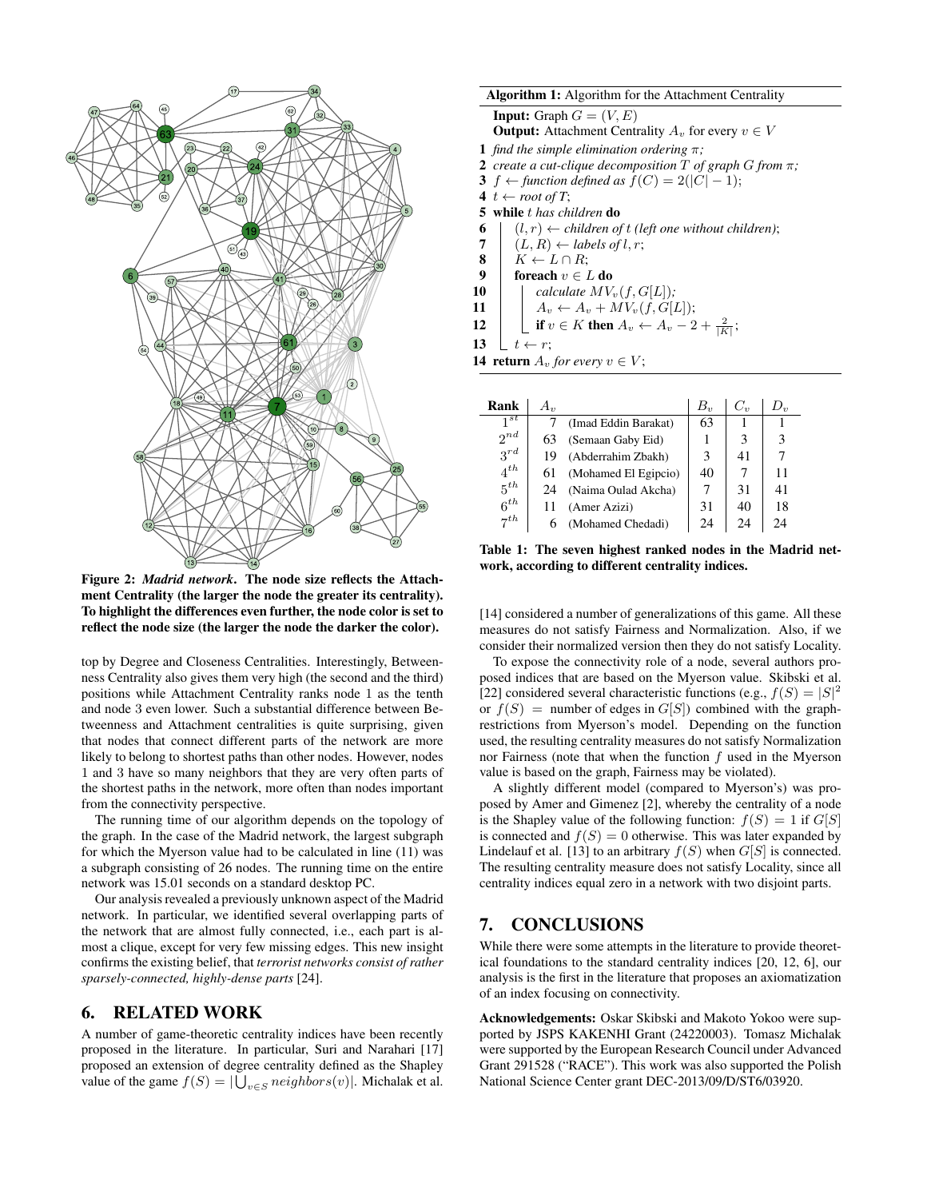Figure 2: ***Madrid network***. The node size reflects the Attachment Centrality (the larger the node the greater its centrality). To highlight the differences even further, the node color is set to reflect the node size (the larger the node the darker the color).

top by Degree and Closeness Centralities. Interestingly, Betweenness Centrality also gives them very high (the second and the third) positions while Attachment Centrality ranks node 1 as the tenth and node 3 even lower. Such a substantial difference between Betweenness and Attachment centralities is quite surprising, given that nodes that connect different parts of the network are more likely to belong to shortest paths than other nodes. However, nodes 1 and 3 have so many neighbors that they are very often parts of the shortest paths in the network, more often than nodes important from the connectivity perspective.

The running time of our algorithm depends on the topology of the graph. In the case of the Madrid network, the largest subgraph for which the Myerson value had to be calculated in line (11) was a subgraph consisting of 26 nodes. The running time on the entire network was 15.01 seconds on a standard desktop PC.

Our analysis revealed a previously unknown aspect of the Madrid network. In particular, we identified several overlapping parts of the network that are almost fully connected, i.e., each part is almost a clique, except for very few missing edges. This new insight confirms the existing belief, that *terrorist networks consist of rather sparsely-connected, highly-dense parts* [24].

## 6. RELATED WORK

A number of game-theoretic centrality indices have been recently proposed in the literature. In particular, Suri and Narahari [17] proposed an extension of degree centrality defined as the Shapley value of the game $f(S) = |\bigcup_{v \in S} neighbors(v)|$. Michalak et al. [14] considered a number of generalizations of this game. All these measures do not satisfy Fairness and Normalization. Also, if we consider their normalized version then they do not satisfy Locality.

To expose the connectivity role of a node, several authors proposed indices that are based on the Myerson value. Skibski et al. [22] considered several characteristic functions (e.g., $f(S) = |S|^2$ or $f(S) =$ number of edges in $G[S]$) combined with the graph-restrictions from Myerson's model. Depending on the function used, the resulting centrality measures do not satisfy Normalization nor Fairness (note that when the function $f$ used in the Myerson value is based on the graph, Fairness may be violated).

A slightly different model (compared to Myerson's) was proposed by Amer and Gimenez [2], whereby the centrality of a node is the Shapley value of the following function: $f(S) = 1$ if $G[S]$ is connected and $f(S) = 0$ otherwise. This was later expanded by Lindelauf et al. [13] to an arbitrary $f(S)$ when $G[S]$ is connected. The resulting centrality measure does not satisfy Locality, since all centrality indices equal zero in a network with two disjoint parts.

**Algorithm 1:** Algorithm for the Attachment Centrality

**Input:** Graph $G = (V, E)$
**Output:** Attachment Centrality $A_v$ for every $v \in V$

```
1  find the simple elimination ordering π;
2  create a cut-clique decomposition T of graph G from π;
3  f ← function defined as f(C) = 2(|C| − 1);
4  t ← root of T;
5  while t has children do
6      (l, r) ← children of t (left one without children);
7      (L, R) ← labels of l, r;
8      K ← L ∩ R;
9      foreach v ∈ L do
10         calculate MV_v(f, G[L]);
11         A_v ← A_v + MV_v(f, G[L]);
12         if v ∈ K then A_v ← A_v − 2 + 2/|K|;
13     t ← r;
14 return A_v for every v ∈ V;
```

| Rank | $A_v$ | | $B_v$ | $C_v$ | $D_v$ |
|---|---|---|---|---|---|
| $1^{st}$ | 7 | (Imad Eddin Barakat) | 63 | 1 | 1 |
| $2^{nd}$ | 63 | (Semaan Gaby Eid) | 1 | 3 | 3 |
| $3^{rd}$ | 19 | (Abderrahim Zbakh) | 3 | 41 | 7 |
| $4^{th}$ | 61 | (Mohamed El Egipcio) | 40 | 7 | 11 |
| $5^{th}$ | 24 | (Naima Oulad Akcha) | 7 | 31 | 41 |
| $6^{th}$ | 11 | (Amer Azizi) | 31 | 40 | 18 |
| $7^{th}$ | 6 | (Mohamed Chedadi) | 24 | 24 | 24 |

**Table 1: The seven highest ranked nodes in the Madrid network, according to different centrality indices.**

## 7. CONCLUSIONS

While there were some attempts in the literature to provide theoretical foundations to the standard centrality indices [20, 12, 6], our analysis is the first in the literature that proposes an axiomatization of an index focusing on connectivity.

**Acknowledgements:** Oskar Skibski and Makoto Yokoo were supported by JSPS KAKENHI Grant (24220003). Tomasz Michalak were supported by the European Research Council under Advanced Grant 291528 ("RACE"). This work was also supported the Polish National Science Center grant DEC-2013/09/D/ST6/03920.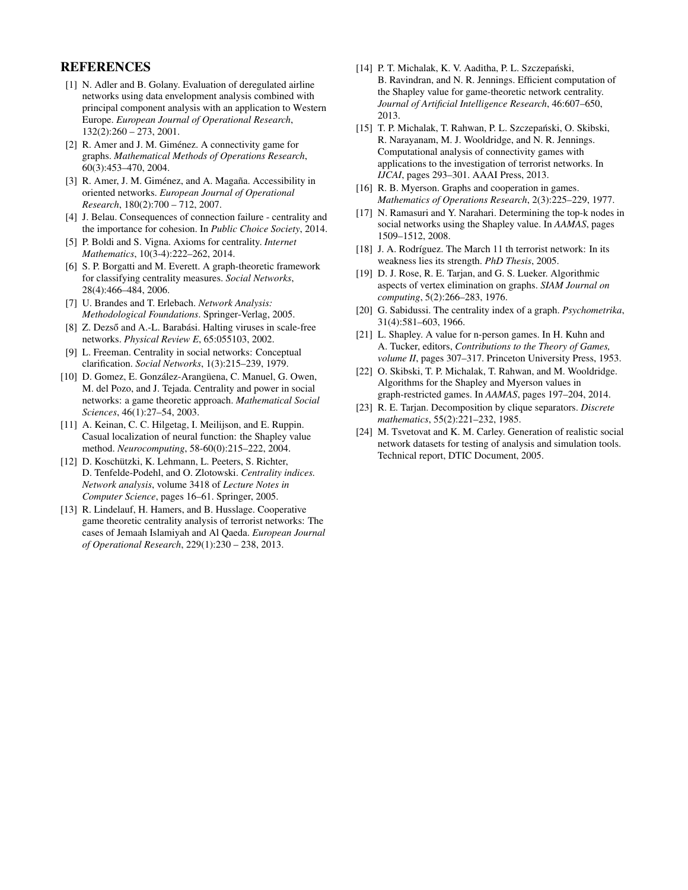## REFERENCES

[1] N. Adler and B. Golany. Evaluation of deregulated airline networks using data envelopment analysis combined with principal component analysis with an application to Western Europe. *European Journal of Operational Research*, 132(2):260 – 273, 2001.

[2] R. Amer and J. M. Giménez. A connectivity game for graphs. *Mathematical Methods of Operations Research*, 60(3):453–470, 2004.

[3] R. Amer, J. M. Giménez, and A. Magaña. Accessibility in oriented networks. *European Journal of Operational Research*, 180(2):700 – 712, 2007.

[4] J. Belau. Consequences of connection failure - centrality and the importance for cohesion. In *Public Choice Society*, 2014.

[5] P. Boldi and S. Vigna. Axioms for centrality. *Internet Mathematics*, 10(3-4):222–262, 2014.

[6] S. P. Borgatti and M. Everett. A graph-theoretic framework for classifying centrality measures. *Social Networks*, 28(4):466–484, 2006.

[7] U. Brandes and T. Erlebach. *Network Analysis: Methodological Foundations*. Springer-Verlag, 2005.

[8] Z. Dezső and A.-L. Barabási. Halting viruses in scale-free networks. *Physical Review E*, 65:055103, 2002.

[9] L. Freeman. Centrality in social networks: Conceptual clarification. *Social Networks*, 1(3):215–239, 1979.

[10] D. Gomez, E. González-Arangüena, C. Manuel, G. Owen, M. del Pozo, and J. Tejada. Centrality and power in social networks: a game theoretic approach. *Mathematical Social Sciences*, 46(1):27–54, 2003.

[11] A. Keinan, C. C. Hilgetag, I. Meilijson, and E. Ruppin. Casual localization of neural function: the Shapley value method. *Neurocomputing*, 58-60(0):215–222, 2004.

[12] D. Koschützki, K. Lehmann, L. Peeters, S. Richter, D. Tenfelde-Podehl, and O. Zlotowski. *Centrality indices. Network analysis*, volume 3418 of *Lecture Notes in Computer Science*, pages 16–61. Springer, 2005.

[13] R. Lindelauf, H. Hamers, and B. Husslage. Cooperative game theoretic centrality analysis of terrorist networks: The cases of Jemaah Islamiyah and Al Qaeda. *European Journal of Operational Research*, 229(1):230 – 238, 2013.

[14] P. T. Michalak, K. V. Aaditha, P. L. Szczepański, B. Ravindran, and N. R. Jennings. Efficient computation of the Shapley value for game-theoretic network centrality. *Journal of Artificial Intelligence Research*, 46:607–650, 2013.

[15] T. P. Michalak, T. Rahwan, P. L. Szczepański, O. Skibski, R. Narayanam, M. J. Wooldridge, and N. R. Jennings. Computational analysis of connectivity games with applications to the investigation of terrorist networks. In *IJCAI*, pages 293–301. AAAI Press, 2013.

[16] R. B. Myerson. Graphs and cooperation in games. *Mathematics of Operations Research*, 2(3):225–229, 1977.

[17] N. Ramasuri and Y. Narahari. Determining the top-k nodes in social networks using the Shapley value. In *AAMAS*, pages 1509–1512, 2008.

[18] J. A. Rodríguez. The March 11 th terrorist network: In its weakness lies its strength. *PhD Thesis*, 2005.

[19] D. J. Rose, R. E. Tarjan, and G. S. Lueker. Algorithmic aspects of vertex elimination on graphs. *SIAM Journal on computing*, 5(2):266–283, 1976.

[20] G. Sabidussi. The centrality index of a graph. *Psychometrika*, 31(4):581–603, 1966.

[21] L. Shapley. A value for n-person games. In H. Kuhn and A. Tucker, editors, *Contributions to the Theory of Games, volume II*, pages 307–317. Princeton University Press, 1953.

[22] O. Skibski, T. P. Michalak, T. Rahwan, and M. Wooldridge. Algorithms for the Shapley and Myerson values in graph-restricted games. In *AAMAS*, pages 197–204, 2014.

[23] R. E. Tarjan. Decomposition by clique separators. *Discrete mathematics*, 55(2):221–232, 1985.

[24] M. Tsvetovat and K. M. Carley. Generation of realistic social network datasets for testing of analysis and simulation tools. Technical report, DTIC Document, 2005.